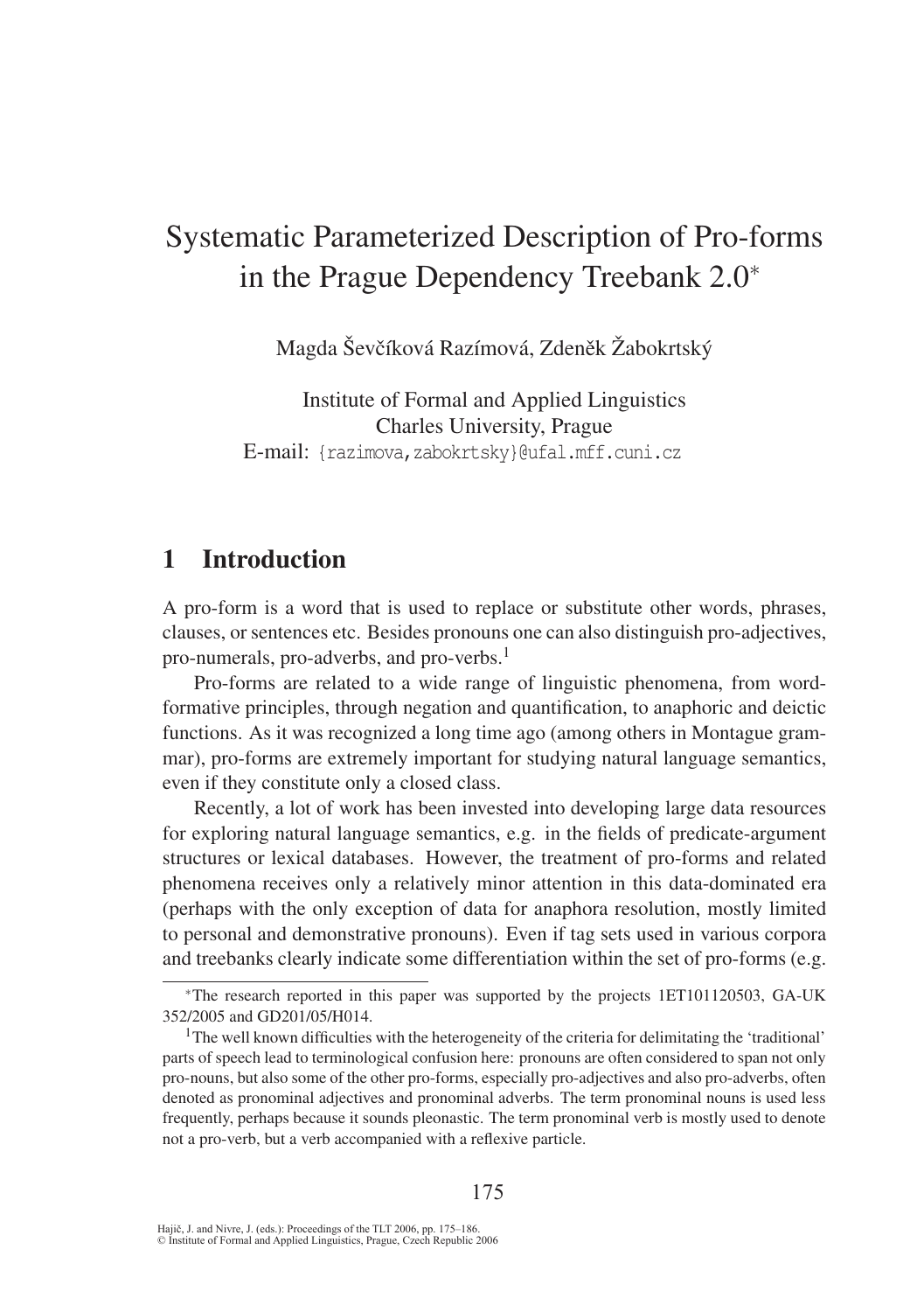# Systematic Parameterized Description of Pro-forms in the Prague Dependency Treebank 2.0*

Magda Ševčíková Razímová, Zdeněk Žabokrtský

Institute of Formal and Applied Linguistics
Charles University, Prague
E-mail: {razimova,zabokrtsky}@ufal.mff.cuni.cz

## 1 Introduction

A pro-form is a word that is used to replace or substitute other words, phrases, clauses, or sentences etc. Besides pronouns one can also distinguish pro-adjectives, pro-numerals, pro-adverbs, and pro-verbs.[1]

Pro-forms are related to a wide range of linguistic phenomena, from word-formative principles, through negation and quantification, to anaphoric and deictic functions. As it was recognized a long time ago (among others in Montague grammar), pro-forms are extremely important for studying natural language semantics, even if they constitute only a closed class.

Recently, a lot of work has been invested into developing large data resources for exploring natural language semantics, e.g. in the fields of predicate-argument structures or lexical databases. However, the treatment of pro-forms and related phenomena receives only a relatively minor attention in this data-dominated era (perhaps with the only exception of data for anaphora resolution, mostly limited to personal and demonstrative pronouns). Even if tag sets used in various corpora and treebanks clearly indicate some differentiation within the set of pro-forms (e.g.

---

*The research reported in this paper was supported by the projects 1ET101120503, GA-UK 352/2005 and GD201/05/H014.

[1] The well known difficulties with the heterogeneity of the criteria for delimitating the 'traditional' parts of speech lead to terminological confusion here: pronouns are often considered to span not only pro-nouns, but also some of the other pro-forms, especially pro-adjectives and also pro-adverbs, often denoted as pronominal adjectives and pronominal adverbs. The term pronominal nouns is used less frequently, perhaps because it sounds pleonastic. The term pronominal verb is mostly used to denote not a pro-verb, but a verb accompanied with a reflexive particle.

Hajič, J. and Nivre, J. (eds.): Proceedings of the TLT 2006, pp. 175–186.
© Institute of Formal and Applied Linguistics, Prague, Czech Republic 2006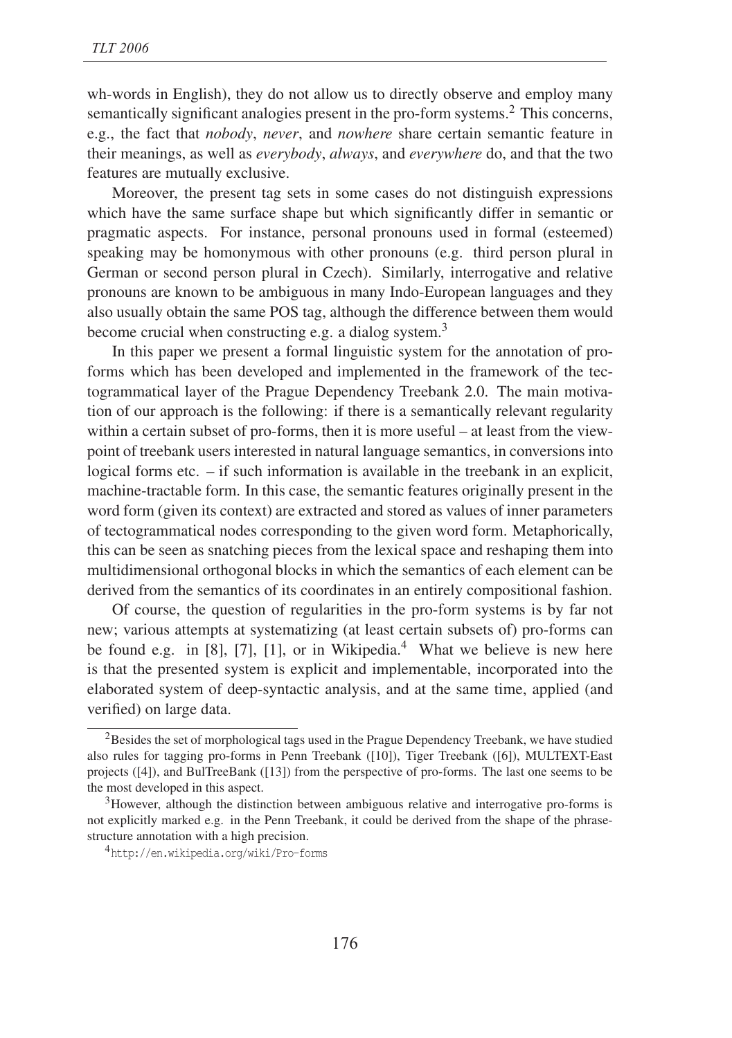wh-words in English), they do not allow us to directly observe and employ many semantically significant analogies present in the pro-form systems.[2] This concerns, e.g., the fact that *nobody*, *never*, and *nowhere* share certain semantic feature in their meanings, as well as *everybody*, *always*, and *everywhere* do, and that the two features are mutually exclusive.

Moreover, the present tag sets in some cases do not distinguish expressions which have the same surface shape but which significantly differ in semantic or pragmatic aspects. For instance, personal pronouns used in formal (esteemed) speaking may be homonymous with other pronouns (e.g. third person plural in German or second person plural in Czech). Similarly, interrogative and relative pronouns are known to be ambiguous in many Indo-European languages and they also usually obtain the same POS tag, although the difference between them would become crucial when constructing e.g. a dialog system.[3]

In this paper we present a formal linguistic system for the annotation of pro-forms which has been developed and implemented in the framework of the tectogrammatical layer of the Prague Dependency Treebank 2.0. The main motivation of our approach is the following: if there is a semantically relevant regularity within a certain subset of pro-forms, then it is more useful – at least from the viewpoint of treebank users interested in natural language semantics, in conversions into logical forms etc. – if such information is available in the treebank in an explicit, machine-tractable form. In this case, the semantic features originally present in the word form (given its context) are extracted and stored as values of inner parameters of tectogrammatical nodes corresponding to the given word form. Metaphorically, this can be seen as snatching pieces from the lexical space and reshaping them into multidimensional orthogonal blocks in which the semantics of each element can be derived from the semantics of its coordinates in an entirely compositional fashion.

Of course, the question of regularities in the pro-form systems is by far not new; various attempts at systematizing (at least certain subsets of) pro-forms can be found e.g. in [8], [7], [1], or in Wikipedia.[4] What we believe is new here is that the presented system is explicit and implementable, incorporated into the elaborated system of deep-syntactic analysis, and at the same time, applied (and verified) on large data.

[2] Besides the set of morphological tags used in the Prague Dependency Treebank, we have studied also rules for tagging pro-forms in Penn Treebank ([10]), Tiger Treebank ([6]), MULTEXT-East projects ([4]), and BulTreeBank ([13]) from the perspective of pro-forms. The last one seems to be the most developed in this aspect.

[3] However, although the distinction between ambiguous relative and interrogative pro-forms is not explicitly marked e.g. in the Penn Treebank, it could be derived from the shape of the phrase-structure annotation with a high precision.

[4] http://en.wikipedia.org/wiki/Pro-forms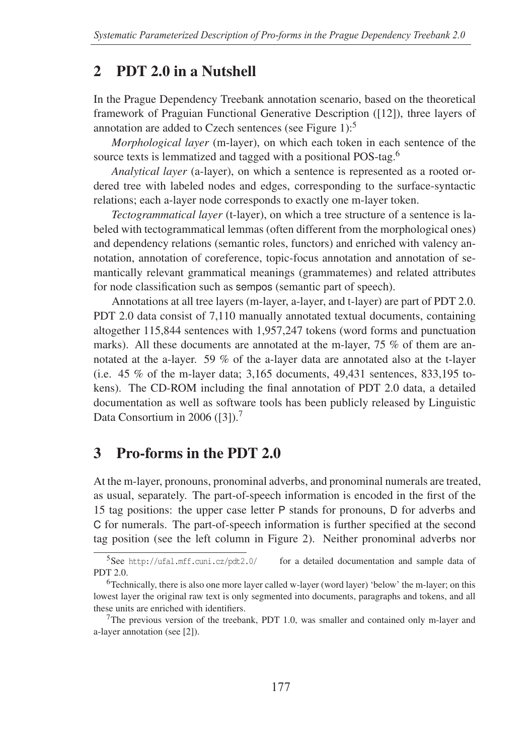## 2 PDT 2.0 in a Nutshell

In the Prague Dependency Treebank annotation scenario, based on the theoretical framework of Praguian Functional Generative Description ([12]), three layers of annotation are added to Czech sentences (see Figure 1):[5]

*Morphological layer* (m-layer), on which each token in each sentence of the source texts is lemmatized and tagged with a positional POS-tag.[6]

*Analytical layer* (a-layer), on which a sentence is represented as a rooted ordered tree with labeled nodes and edges, corresponding to the surface-syntactic relations; each a-layer node corresponds to exactly one m-layer token.

*Tectogrammatical layer* (t-layer), on which a tree structure of a sentence is labeled with tectogrammatical lemmas (often different from the morphological ones) and dependency relations (semantic roles, functors) and enriched with valency annotation, annotation of coreference, topic-focus annotation and annotation of semantically relevant grammatical meanings (grammatemes) and related attributes for node classification such as sempos (semantic part of speech).

Annotations at all tree layers (m-layer, a-layer, and t-layer) are part of PDT 2.0. PDT 2.0 data consist of 7,110 manually annotated textual documents, containing altogether 115,844 sentences with 1,957,247 tokens (word forms and punctuation marks). All these documents are annotated at the m-layer, 75 % of them are annotated at the a-layer. 59 % of the a-layer data are annotated also at the t-layer (i.e. 45 % of the m-layer data; 3,165 documents, 49,431 sentences, 833,195 tokens). The CD-ROM including the final annotation of PDT 2.0 data, a detailed documentation as well as software tools has been publicly released by Linguistic Data Consortium in 2006 ([3]).[7]

## 3 Pro-forms in the PDT 2.0

At the m-layer, pronouns, pronominal adverbs, and pronominal numerals are treated, as usual, separately. The part-of-speech information is encoded in the first of the 15 tag positions: the upper case letter P stands for pronouns, D for adverbs and C for numerals. The part-of-speech information is further specified at the second tag position (see the left column in Figure 2). Neither pronominal adverbs nor

---

[5] See http://ufal.mff.cuni.cz/pdt2.0/ for a detailed documentation and sample data of PDT 2.0.

[6] Technically, there is also one more layer called w-layer (word layer) 'below' the m-layer; on this lowest layer the original raw text is only segmented into documents, paragraphs and tokens, and all these units are enriched with identifiers.

[7] The previous version of the treebank, PDT 1.0, was smaller and contained only m-layer and a-layer annotation (see [2]).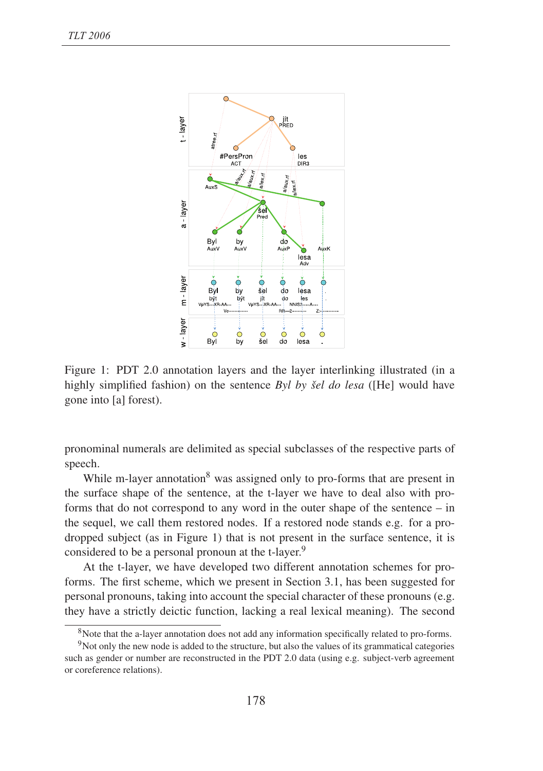Figure 1: PDT 2.0 annotation layers and the layer interlinking illustrated (in a highly simplified fashion) on the sentence *Byl by šel do lesa* ([He] would have gone into [a] forest).

pronominal numerals are delimited as special subclasses of the respective parts of speech.

While m-layer annotation[8] was assigned only to pro-forms that are present in the surface shape of the sentence, at the t-layer we have to deal also with pro-forms that do not correspond to any word in the outer shape of the sentence – in the sequel, we call them restored nodes. If a restored node stands e.g. for a pro-dropped subject (as in Figure 1) that is not present in the surface sentence, it is considered to be a personal pronoun at the t-layer.[9]

At the t-layer, we have developed two different annotation schemes for pro-forms. The first scheme, which we present in Section 3.1, has been suggested for personal pronouns, taking into account the special character of these pronouns (e.g. they have a strictly deictic function, lacking a real lexical meaning). The second

[8]Note that the a-layer annotation does not add any information specifically related to pro-forms.

[9]Not only the new node is added to the structure, but also the values of its grammatical categories such as gender or number are reconstructed in the PDT 2.0 data (using e.g. subject-verb agreement or coreference relations).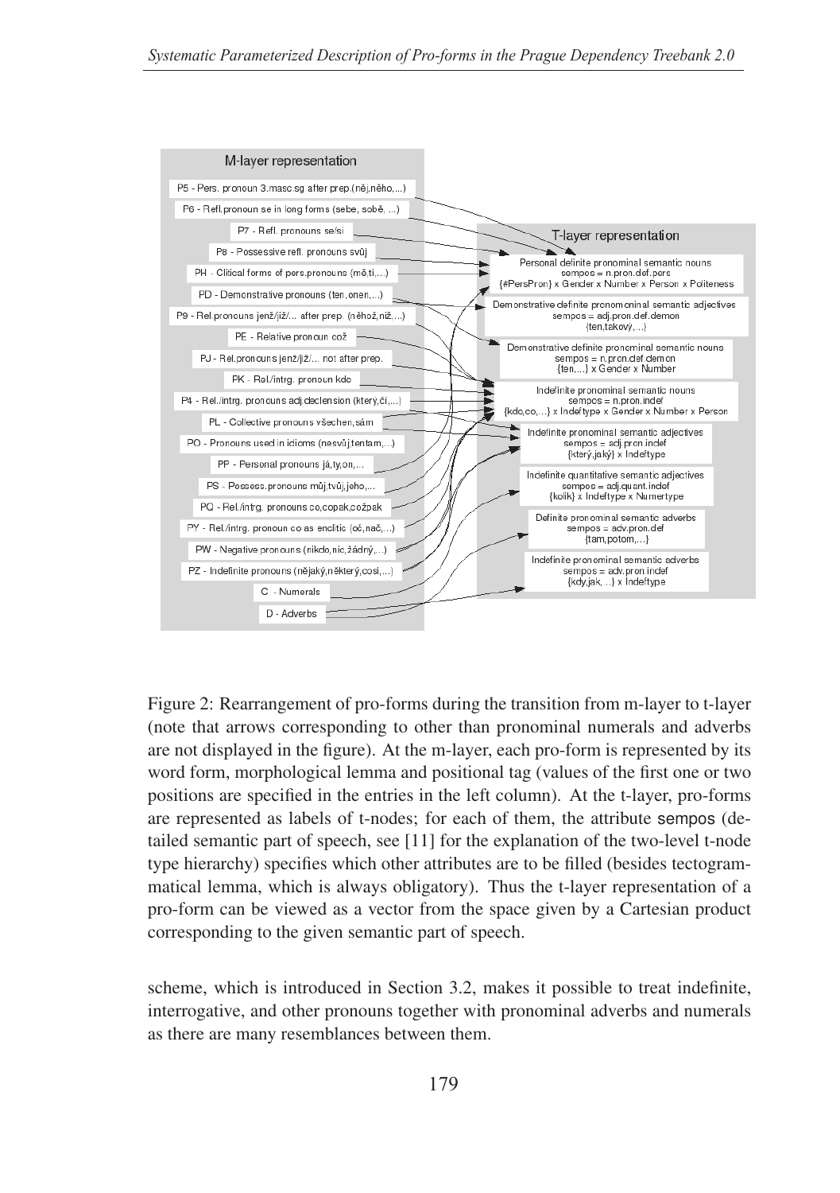Figure 2: Rearrangement of pro-forms during the transition from m-layer to t-layer (note that arrows corresponding to other than pronominal numerals and adverbs are not displayed in the figure). At the m-layer, each pro-form is represented by its word form, morphological lemma and positional tag (values of the first one or two positions are specified in the entries in the left column). At the t-layer, pro-forms are represented as labels of t-nodes; for each of them, the attribute sempos (detailed semantic part of speech, see [11] for the explanation of the two-level t-node type hierarchy) specifies which other attributes are to be filled (besides tectogrammatical lemma, which is always obligatory). Thus the t-layer representation of a pro-form can be viewed as a vector from the space given by a Cartesian product corresponding to the given semantic part of speech.

scheme, which is introduced in Section 3.2, makes it possible to treat indefinite, interrogative, and other pronouns together with pronominal adverbs and numerals as there are many resemblances between them.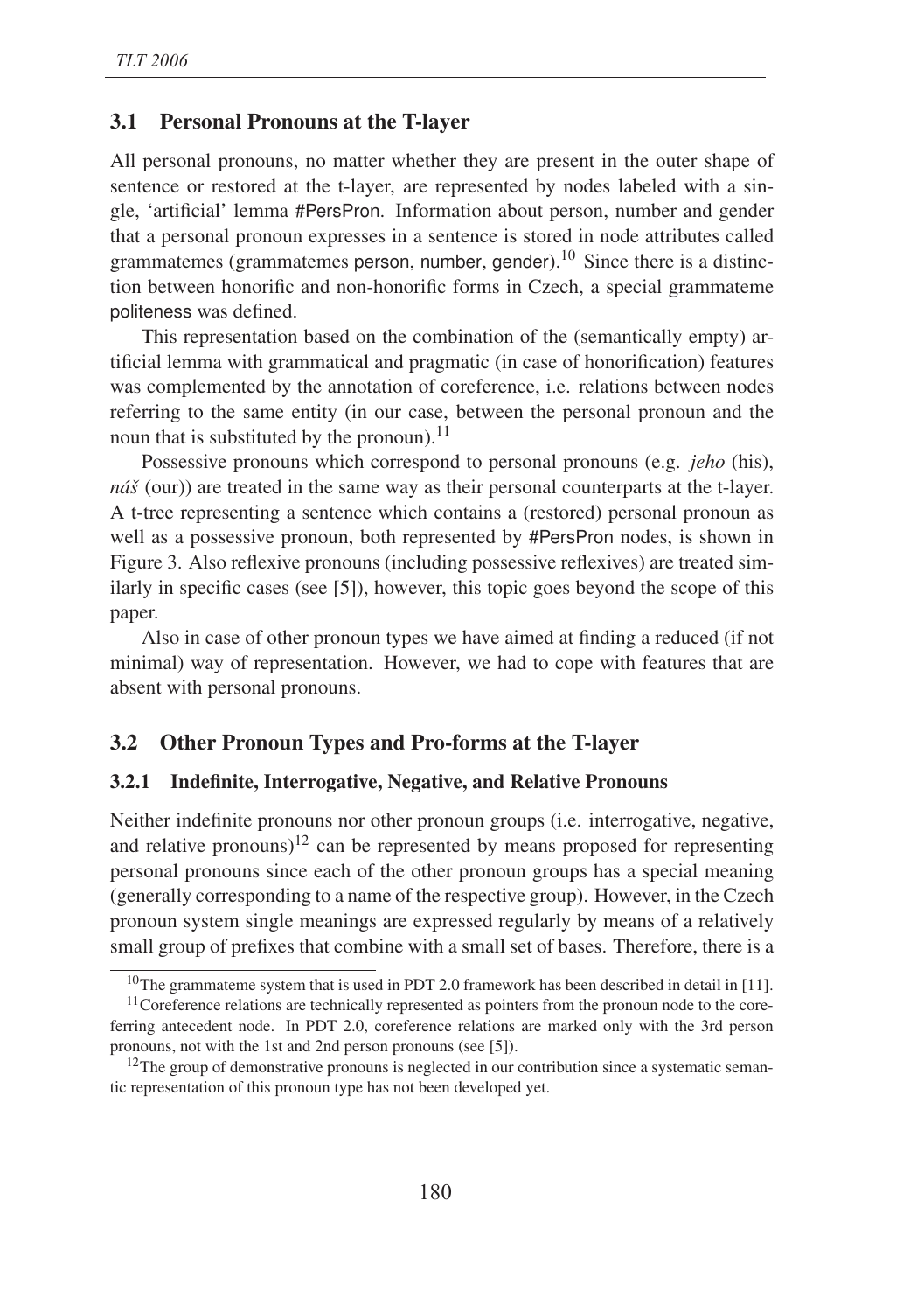## 3.1 Personal Pronouns at the T-layer

All personal pronouns, no matter whether they are present in the outer shape of sentence or restored at the t-layer, are represented by nodes labeled with a single, 'artificial' lemma #PersPron. Information about person, number and gender that a personal pronoun expresses in a sentence is stored in node attributes called grammatemes (grammatemes person, number, gender).[10] Since there is a distinction between honorific and non-honorific forms in Czech, a special grammateme politeness was defined.

This representation based on the combination of the (semantically empty) artificial lemma with grammatical and pragmatic (in case of honorification) features was complemented by the annotation of coreference, i.e. relations between nodes referring to the same entity (in our case, between the personal pronoun and the noun that is substituted by the pronoun).[11]

Possessive pronouns which correspond to personal pronouns (e.g. *jeho* (his), *náš* (our)) are treated in the same way as their personal counterparts at the t-layer. A t-tree representing a sentence which contains a (restored) personal pronoun as well as a possessive pronoun, both represented by #PersPron nodes, is shown in Figure 3. Also reflexive pronouns (including possessive reflexives) are treated similarly in specific cases (see [5]), however, this topic goes beyond the scope of this paper.

Also in case of other pronoun types we have aimed at finding a reduced (if not minimal) way of representation. However, we had to cope with features that are absent with personal pronouns.

## 3.2 Other Pronoun Types and Pro-forms at the T-layer

### 3.2.1 Indefinite, Interrogative, Negative, and Relative Pronouns

Neither indefinite pronouns nor other pronoun groups (i.e. interrogative, negative, and relative pronouns)[12] can be represented by means proposed for representing personal pronouns since each of the other pronoun groups has a special meaning (generally corresponding to a name of the respective group). However, in the Czech pronoun system single meanings are expressed regularly by means of a relatively small group of prefixes that combine with a small set of bases. Therefore, there is a

[10]The grammateme system that is used in PDT 2.0 framework has been described in detail in [11].

[11]Coreference relations are technically represented as pointers from the pronoun node to the coreferring antecedent node. In PDT 2.0, coreference relations are marked only with the 3rd person pronouns, not with the 1st and 2nd person pronouns (see [5]).

[12]The group of demonstrative pronouns is neglected in our contribution since a systematic semantic representation of this pronoun type has not been developed yet.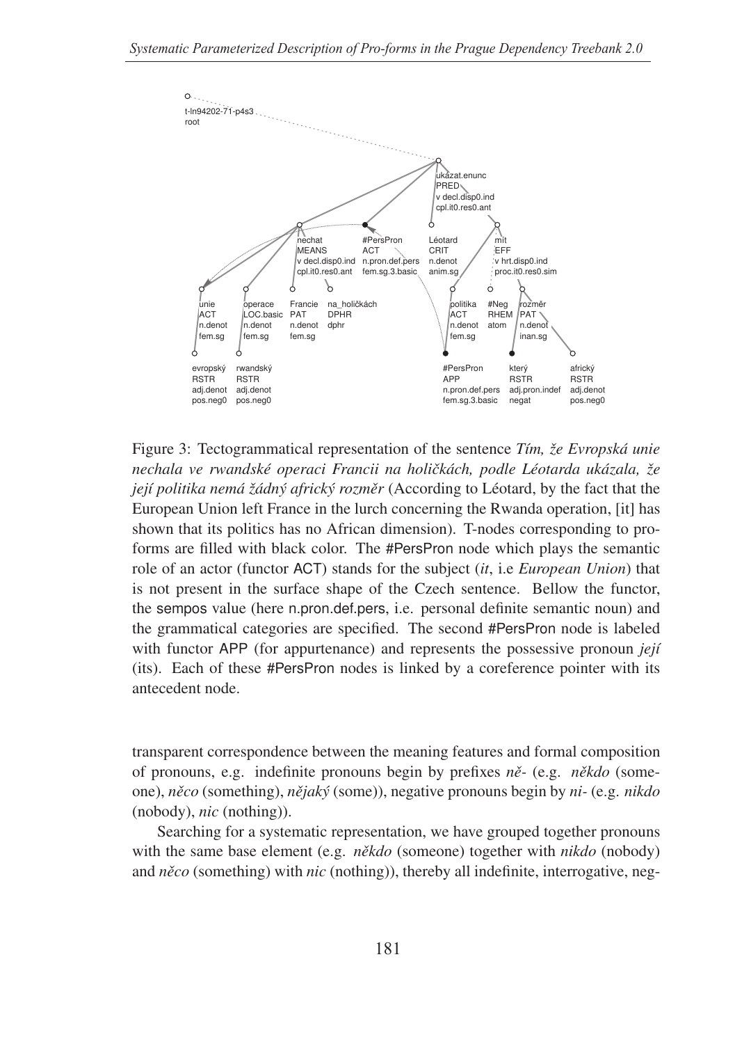Figure 3: Tectogrammatical representation of the sentence *Tím, že Evropská unie nechala ve rwandské operaci Francii na holičkách, podle Léotarda ukázala, že její politika nemá žádný africký rozměr* (According to Léotard, by the fact that the European Union left France in the lurch concerning the Rwanda operation, [it] has shown that its politics has no African dimension). T-nodes corresponding to pro-forms are filled with black color. The #PersPron node which plays the semantic role of an actor (functor ACT) stands for the subject (*it*, i.e *European Union*) that is not present in the surface shape of the Czech sentence. Bellow the functor, the sempos value (here n.pron.def.pers, i.e. personal definite semantic noun) and the grammatical categories are specified. The second #PersPron node is labeled with functor APP (for appurtenance) and represents the possessive pronoun *její* (its). Each of these #PersPron nodes is linked by a coreference pointer with its antecedent node.

transparent correspondence between the meaning features and formal composition of pronouns, e.g. indefinite pronouns begin by prefixes *ně-* (e.g. *někdo* (someone), *něco* (something), *nějaký* (some)), negative pronouns begin by *ni-* (e.g. *nikdo* (nobody), *nic* (nothing)).

Searching for a systematic representation, we have grouped together pronouns with the same base element (e.g. *někdo* (someone) together with *nikdo* (nobody) and *něco* (something) with *nic* (nothing)), thereby all indefinite, interrogative, neg-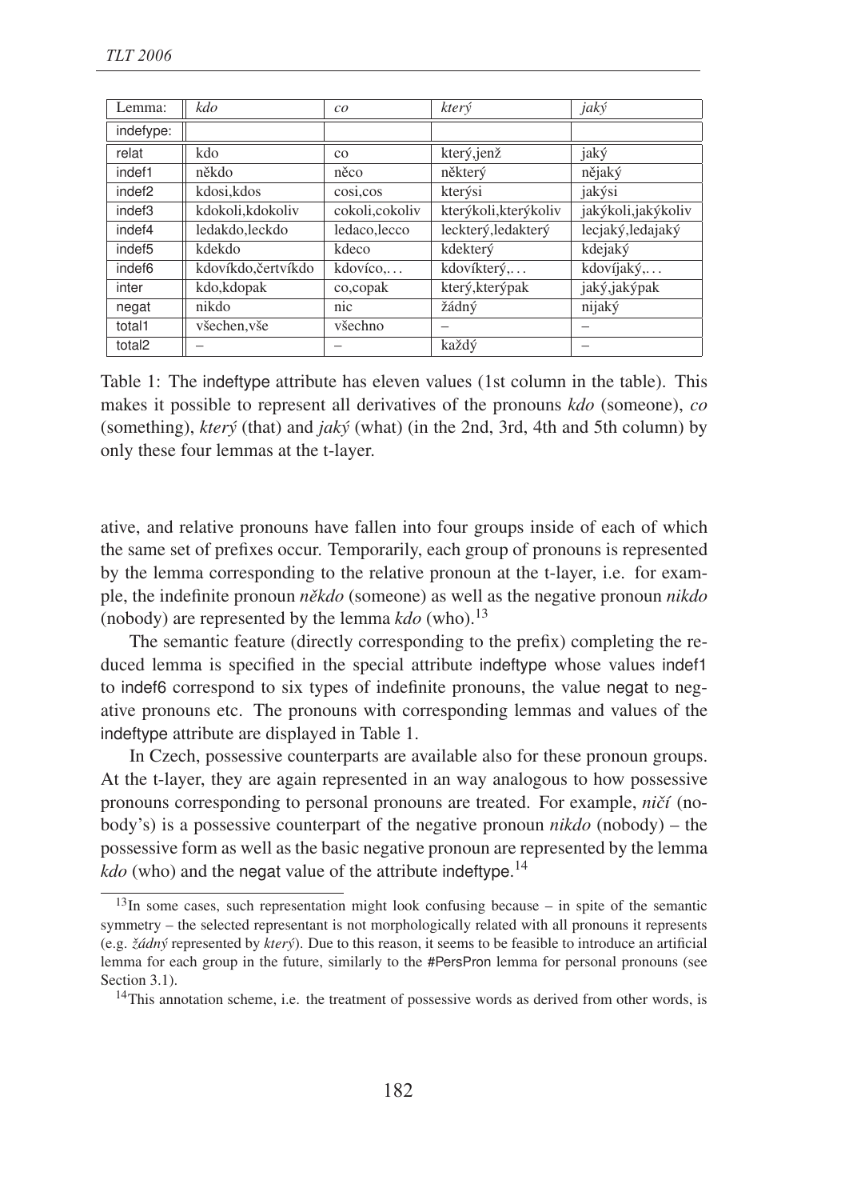| Lemma: | *kdo* | *co* | *který* | *jaký* |
|---|---|---|---|---|
| indefype: | | | | |
| relat | kdo | co | který,jenž | jaký |
| indef1 | někdo | něco | některý | nějaký |
| indef2 | kdosi,kdos | cosi,cos | kterýsi | jakýsi |
| indef3 | kdokoli,kdokoliv | cokoli,cokoliv | kterýkoli,kterýkoliv | jakýkoli,jakýkoliv |
| indef4 | ledakdo,leckdo | ledaco,lecco | leckterý,ledakterý | lecjaký,ledajaký |
| indef5 | kdekdo | kdeco | kdekterý | kdejaký |
| indef6 | kdovíkdo,čertvíkdo | kdovíco,... | kdovíkterý,... | kdovíjaký,... |
| inter | kdo,kdopak | co,copak | který,kterýpak | jaký,jakýpak |
| negat | nikdo | nic | žádný | nijaký |
| total1 | všechen,vše | všechno | – | – |
| total2 | – | – | každý | – |

Table 1: The indeftype attribute has eleven values (1st column in the table). This makes it possible to represent all derivatives of the pronouns *kdo* (someone), *co* (something), *který* (that) and *jaký* (what) (in the 2nd, 3rd, 4th and 5th column) by only these four lemmas at the t-layer.

ative, and relative pronouns have fallen into four groups inside of each of which the same set of prefixes occur. Temporarily, each group of pronouns is represented by the lemma corresponding to the relative pronoun at the t-layer, i.e. for example, the indefinite pronoun *někdo* (someone) as well as the negative pronoun *nikdo* (nobody) are represented by the lemma *kdo* (who).[13]

The semantic feature (directly corresponding to the prefix) completing the reduced lemma is specified in the special attribute indeftype whose values indef1 to indef6 correspond to six types of indefinite pronouns, the value negat to negative pronouns etc. The pronouns with corresponding lemmas and values of the indeftype attribute are displayed in Table 1.

In Czech, possessive counterparts are available also for these pronoun groups. At the t-layer, they are again represented in an way analogous to how possessive pronouns corresponding to personal pronouns are treated. For example, *ničí* (nobody's) is a possessive counterpart of the negative pronoun *nikdo* (nobody) – the possessive form as well as the basic negative pronoun are represented by the lemma *kdo* (who) and the negat value of the attribute indeftype.[14]

[13] In some cases, such representation might look confusing because – in spite of the semantic symmetry – the selected representant is not morphologically related with all pronouns it represents (e.g. *žádný* represented by *který*). Due to this reason, it seems to be feasible to introduce an artificial lemma for each group in the future, similarly to the #PersPron lemma for personal pronouns (see Section 3.1).

[14] This annotation scheme, i.e. the treatment of possessive words as derived from other words, is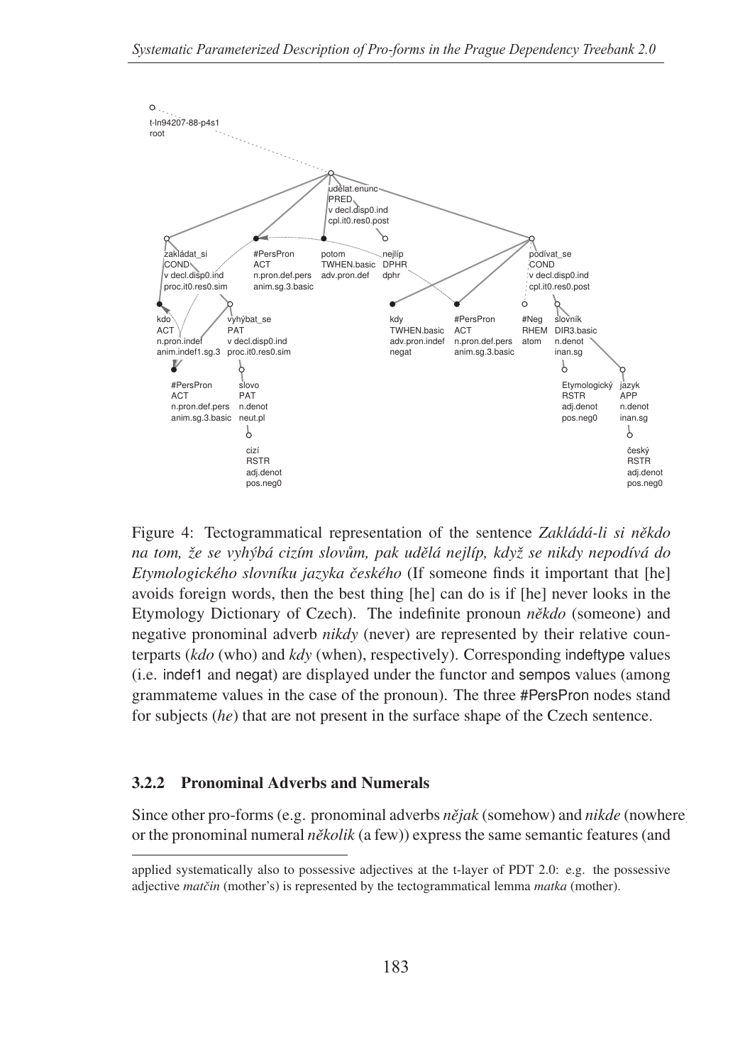Figure 4: Tectogrammatical representation of the sentence *Zakládá-li si někdo na tom, že se vyhýbá cizím slovům, pak udělá nejlíp, když se nikdy nepodívá do Etymologického slovníku jazyka českého* (If someone finds it important that [he] avoids foreign words, then the best thing [he] can do is if [he] never looks in the Etymology Dictionary of Czech). The indefinite pronoun *někdo* (someone) and negative pronominal adverb *nikdy* (never) are represented by their relative counterparts (*kdo* (who) and *kdy* (when), respectively). Corresponding indeftype values (i.e. indef1 and negat) are displayed under the functor and sempos values (among grammateme values in the case of the pronoun). The three #PersPron nodes stand for subjects (*he*) that are not present in the surface shape of the Czech sentence.

### 3.2.2 Pronominal Adverbs and Numerals

Since other pro-forms (e.g. pronominal adverbs *nějak* (somehow) and *nikde* (nowhere) or the pronominal numeral *několik* (a few)) express the same semantic features (and

---

applied systematically also to possessive adjectives at the t-layer of PDT 2.0: e.g. the possessive adjective *matčin* (mother's) is represented by the tectogrammatical lemma *matka* (mother).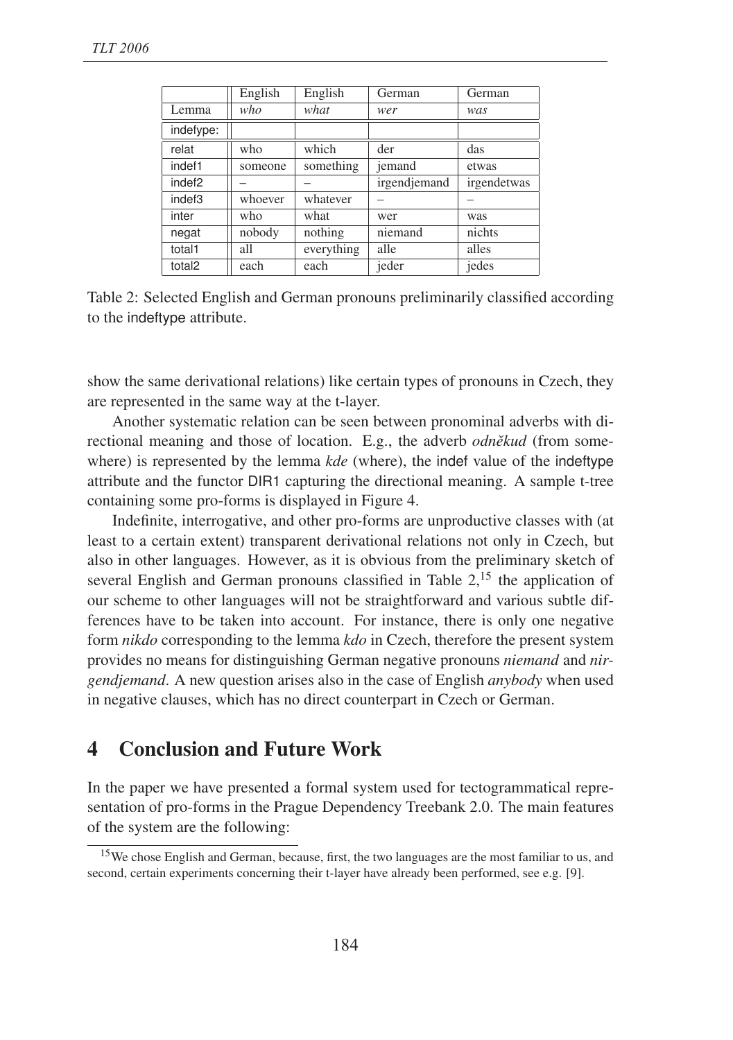| | English | English | German | German |
|---|---|---|---|---|
| Lemma | *who* | *what* | *wer* | *was* |
| indefype: | | | | |
| relat | who | which | der | das |
| indef1 | someone | something | jemand | etwas |
| indef2 | – | – | irgendjemand | irgendetwas |
| indef3 | whoever | whatever | – | – |
| inter | who | what | wer | was |
| negat | nobody | nothing | niemand | nichts |
| total1 | all | everything | alle | alles |
| total2 | each | each | jeder | jedes |

Table 2: Selected English and German pronouns preliminarily classified according to the indeftype attribute.

show the same derivational relations) like certain types of pronouns in Czech, they are represented in the same way at the t-layer.

Another systematic relation can be seen between pronominal adverbs with directional meaning and those of location. E.g., the adverb *odněkud* (from somewhere) is represented by the lemma *kde* (where), the indef value of the indeftype attribute and the functor DIR1 capturing the directional meaning. A sample t-tree containing some pro-forms is displayed in Figure 4.

Indefinite, interrogative, and other pro-forms are unproductive classes with (at least to a certain extent) transparent derivational relations not only in Czech, but also in other languages. However, as it is obvious from the preliminary sketch of several English and German pronouns classified in Table 2,[15] the application of our scheme to other languages will not be straightforward and various subtle differences have to be taken into account. For instance, there is only one negative form *nikdo* corresponding to the lemma *kdo* in Czech, therefore the present system provides no means for distinguishing German negative pronouns *niemand* and *nirgendjemand*. A new question arises also in the case of English *anybody* when used in negative clauses, which has no direct counterpart in Czech or German.

## 4 Conclusion and Future Work

In the paper we have presented a formal system used for tectogrammatical representation of pro-forms in the Prague Dependency Treebank 2.0. The main features of the system are the following:

[15] We chose English and German, because, first, the two languages are the most familiar to us, and second, certain experiments concerning their t-layer have already been performed, see e.g. [9].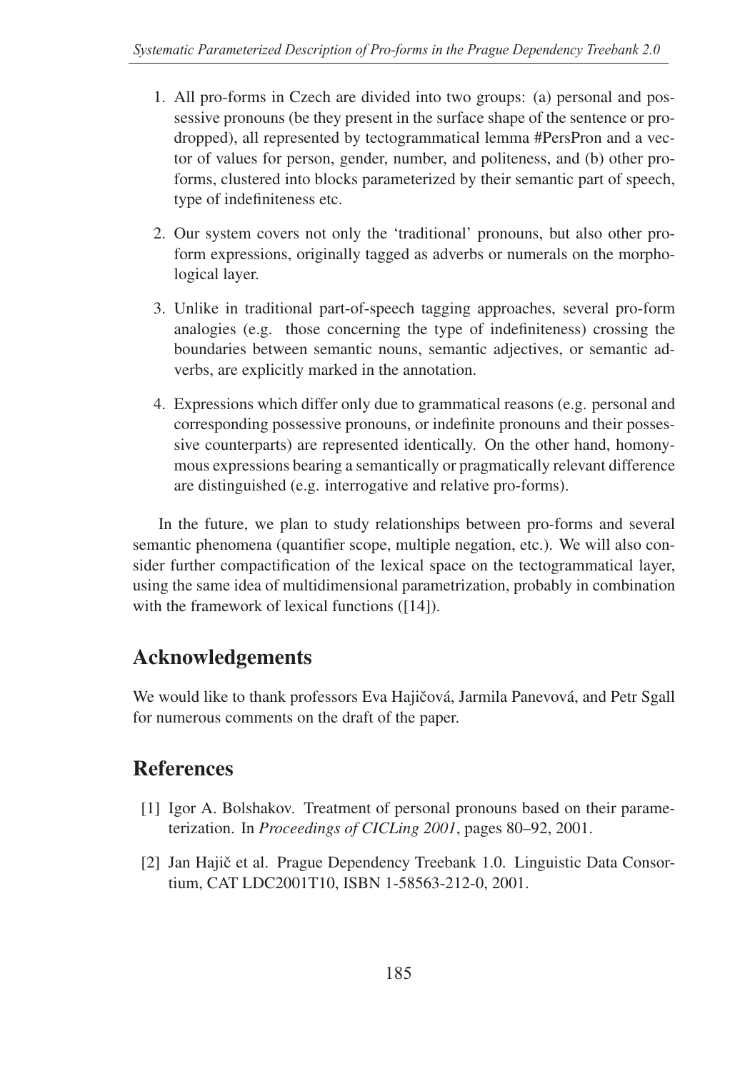1. All pro-forms in Czech are divided into two groups: (a) personal and possessive pronouns (be they present in the surface shape of the sentence or pro-dropped), all represented by tectogrammatical lemma #PersPron and a vector of values for person, gender, number, and politeness, and (b) other pro-forms, clustered into blocks parameterized by their semantic part of speech, type of indefiniteness etc.

2. Our system covers not only the 'traditional' pronouns, but also other pro-form expressions, originally tagged as adverbs or numerals on the morphological layer.

3. Unlike in traditional part-of-speech tagging approaches, several pro-form analogies (e.g. those concerning the type of indefiniteness) crossing the boundaries between semantic nouns, semantic adjectives, or semantic adverbs, are explicitly marked in the annotation.

4. Expressions which differ only due to grammatical reasons (e.g. personal and corresponding possessive pronouns, or indefinite pronouns and their possessive counterparts) are represented identically. On the other hand, homonymous expressions bearing a semantically or pragmatically relevant difference are distinguished (e.g. interrogative and relative pro-forms).

In the future, we plan to study relationships between pro-forms and several semantic phenomena (quantifier scope, multiple negation, etc.). We will also consider further compactification of the lexical space on the tectogrammatical layer, using the same idea of multidimensional parametrization, probably in combination with the framework of lexical functions ([14]).

## Acknowledgements

We would like to thank professors Eva Hajičová, Jarmila Panevová, and Petr Sgall for numerous comments on the draft of the paper.

## References

[1] Igor A. Bolshakov. Treatment of personal pronouns based on their parameterization. In *Proceedings of CICLing 2001*, pages 80–92, 2001.

[2] Jan Hajič et al. Prague Dependency Treebank 1.0. Linguistic Data Consortium, CAT LDC2001T10, ISBN 1-58563-212-0, 2001.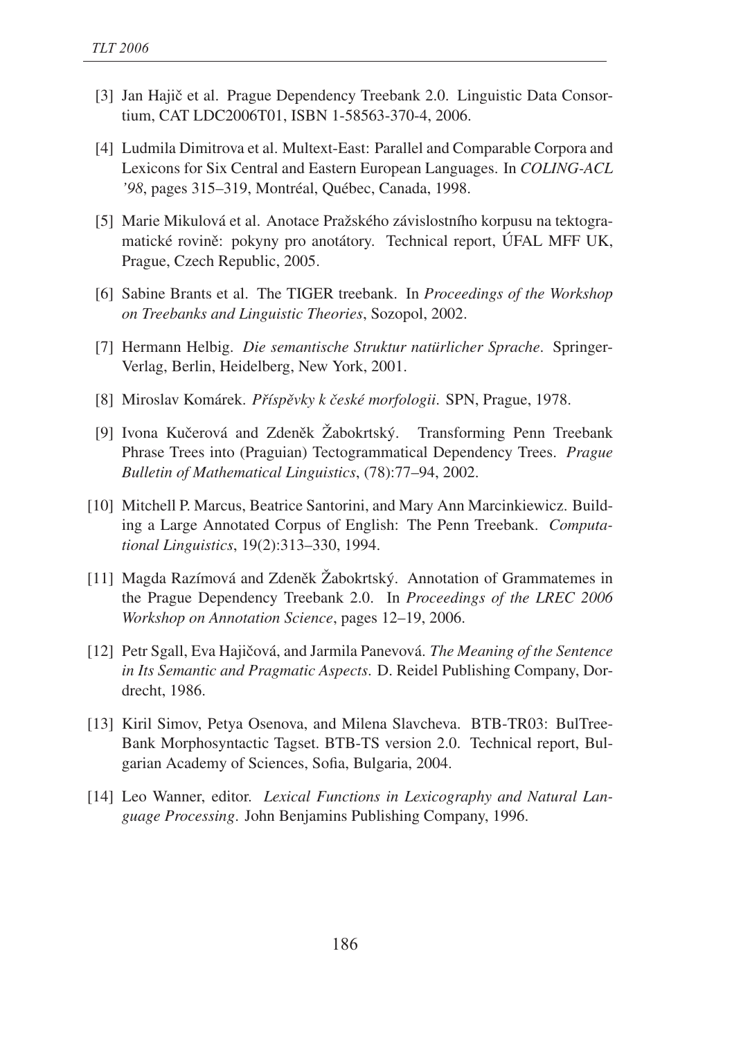[3] Jan Hajič et al. Prague Dependency Treebank 2.0. Linguistic Data Consortium, CAT LDC2006T01, ISBN 1-58563-370-4, 2006.

[4] Ludmila Dimitrova et al. Multext-East: Parallel and Comparable Corpora and Lexicons for Six Central and Eastern European Languages. In *COLING-ACL '98*, pages 315–319, Montréal, Québec, Canada, 1998.

[5] Marie Mikulová et al. Anotace Pražského závislostního korpusu na tektogramatické rovině: pokyny pro anotátory. Technical report, ÚFAL MFF UK, Prague, Czech Republic, 2005.

[6] Sabine Brants et al. The TIGER treebank. In *Proceedings of the Workshop on Treebanks and Linguistic Theories*, Sozopol, 2002.

[7] Hermann Helbig. *Die semantische Struktur natürlicher Sprache*. Springer-Verlag, Berlin, Heidelberg, New York, 2001.

[8] Miroslav Komárek. *Příspěvky k české morfologii*. SPN, Prague, 1978.

[9] Ivona Kučerová and Zdeněk Žabokrtský. Transforming Penn Treebank Phrase Trees into (Praguian) Tectogrammatical Dependency Trees. *Prague Bulletin of Mathematical Linguistics*, (78):77–94, 2002.

[10] Mitchell P. Marcus, Beatrice Santorini, and Mary Ann Marcinkiewicz. Building a Large Annotated Corpus of English: The Penn Treebank. *Computational Linguistics*, 19(2):313–330, 1994.

[11] Magda Razímová and Zdeněk Žabokrtský. Annotation of Grammatemes in the Prague Dependency Treebank 2.0. In *Proceedings of the LREC 2006 Workshop on Annotation Science*, pages 12–19, 2006.

[12] Petr Sgall, Eva Hajičová, and Jarmila Panevová. *The Meaning of the Sentence in Its Semantic and Pragmatic Aspects*. D. Reidel Publishing Company, Dordrecht, 1986.

[13] Kiril Simov, Petya Osenova, and Milena Slavcheva. BTB-TR03: BulTreeBank Morphosyntactic Tagset. BTB-TS version 2.0. Technical report, Bulgarian Academy of Sciences, Sofia, Bulgaria, 2004.

[14] Leo Wanner, editor. *Lexical Functions in Lexicography and Natural Language Processing*. John Benjamins Publishing Company, 1996.